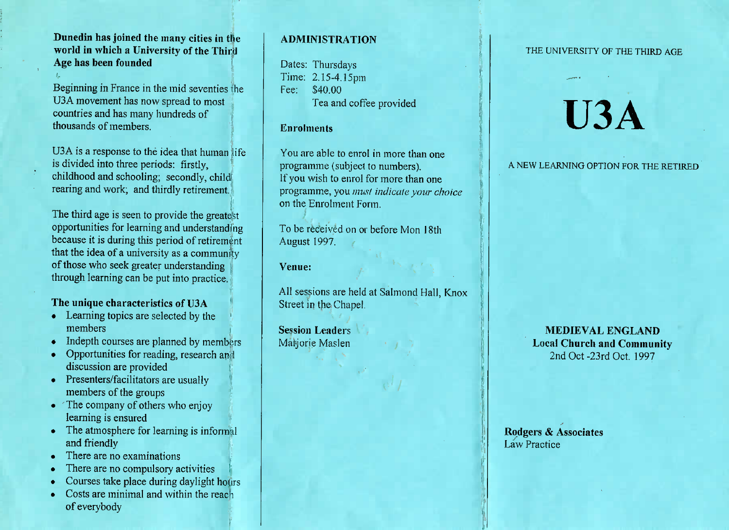**Dunedin has joined the many cities in the world in which a University of the Third Age has been founded**

Beginning in France in the mid seventies the U3A movement has now spread to most countries and has many hundreds of thousands of members.

U3A is a response to the idea that human life is divided into three periods: firstly, childhood and schooling; secondly, child rearing and work; and thirdly retirement.

The third age is seen to provide the greatest opportunities for learning and understanding because it is during this period of retirement that the idea of a university as a community of those who seek greater understanding through learning can be put into practice.

### The unique characteristics of U3A

- Learning topics are selected by the members
- Indepth courses are planned by members
- Opportunities for reading, research and discussion are provided
- Presenters/facilitators are usually members of the groups
- The company of others who enjoy learning is ensured
- The atmosphere for learning is informal and friendly
- There are no examinations
- There are no compulsory activities
- Courses take place during daylight hours
- Costs are minimal and within the reach of everybody

## ADMINISTRATION

Dates: Thursdays
Time: 2.15-4.15pm
Fee: $40.00
Tea and coffee provided

### Enrolments

You are able to enrol in more than one programme (subject to numbers).
If you wish to enrol for more than one programme, you *must indicate your choice* on the Enrolment Form.

To be received on or before Mon 18th August 1997.

### Venue:

All sessions are held at Salmond Hall, Knox Street in the Chapel.

**Session Leaders**
Marjorie Maslen

THE UNIVERSITY OF THE THIRD AGE

# U3A

A NEW LEARNING OPTION FOR THE RETIRED

**MEDIEVAL ENGLAND**
**Local Church and Community**
2nd Oct -23rd Oct. 1997

**Rodgers & Associates**
Law Practice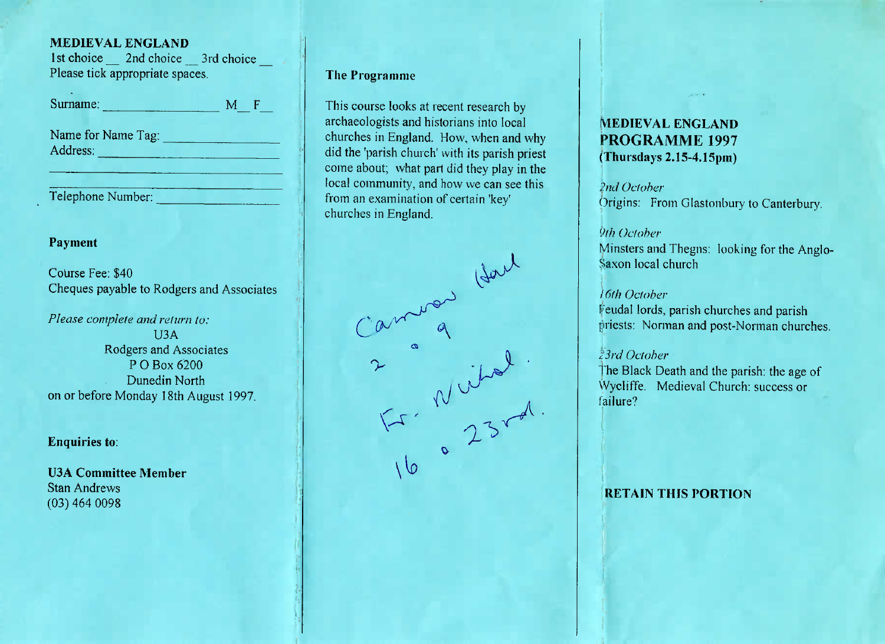**MEDIEVAL ENGLAND**
1st choice __ 2nd choice __ 3rd choice __
Please tick appropriate spaces.

Surname: ________________ M__ F__

Name for Name Tag: ________________
Address: ________________________

________________________

Telephone Number: ________________

**Payment**

Course Fee: $40
Cheques payable to Rodgers and Associates

*Please complete and return to:*
U3A
Rodgers and Associates
P O Box 6200
Dunedin North
on or before Monday 18th August 1997.

**Enquiries to**:

**U3A Committee Member**
Stan Andrews
(03) 464 0098

**The Programme**

This course looks at recent research by archaeologists and historians into local churches in England. How, when and why did the 'parish church' with its parish priest come about; what part did they play in the local community, and how we can see this from an examination of certain 'key' churches in England.

Cameron Hall
2 . 9
Fr. Michael.
16 . 23rd.

**MEDIEVAL ENGLAND**
**PROGRAMME 1997**
**(Thursdays 2.15-4.15pm)**

*2nd October*
Origins: From Glastonbury to Canterbury.

*9th October*
Minsters and Thegns: looking for the Anglo-Saxon local church

*16th October*
Feudal lords, parish churches and parish priests: Norman and post-Norman churches.

*23rd October*
The Black Death and the parish: the age of Wycliffe. Medieval Church: success or failure?

**RETAIN THIS PORTION**